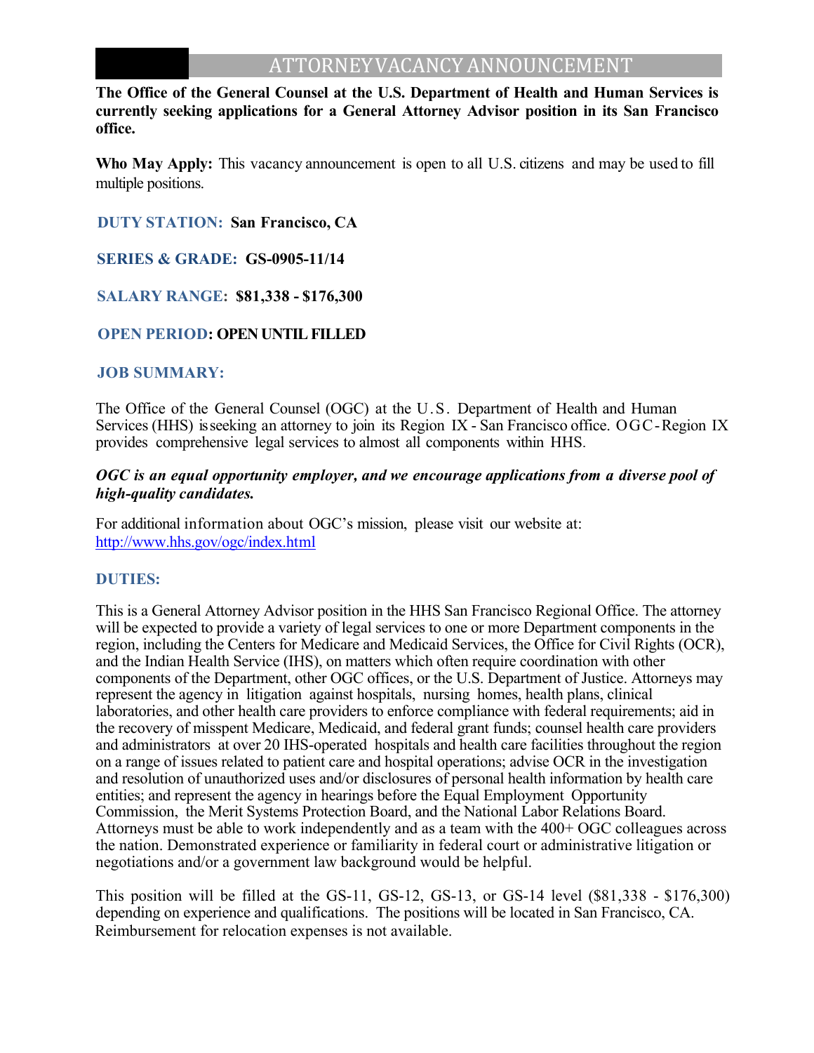# ATTORNEY VACANCY ANNOUNCEMENT

**The Office of the General Counsel at the U.S. Department of Health and Human Services is currently seeking applications for a General Attorney Advisor position in its San Francisco office.**

**Who May Apply:** This vacancy announcement is open to all U.S. citizens and may be used to fill multiple positions.

**DUTY STATION: San Francisco, CA**

**SERIES & GRADE: GS-0905-11/14**

**SALARY RANGE: $81,338 - $176,300**

**OPEN PERIOD: OPEN UNTIL FILLED**

## JOB SUMMARY:

The Office of the General Counsel (OGC) at the U.S. Department of Health and Human Services (HHS) is seeking an attorney to join its Region IX - San Francisco office. OGC-Region IX provides comprehensive legal services to almost all components within HHS.

***OGC is an equal opportunity employer, and we encourage applications from a diverse pool of high-quality candidates.***

For additional information about OGC's mission, please visit our website at: http://www.hhs.gov/ogc/index.html

## DUTIES:

This is a General Attorney Advisor position in the HHS San Francisco Regional Office. The attorney will be expected to provide a variety of legal services to one or more Department components in the region, including the Centers for Medicare and Medicaid Services, the Office for Civil Rights (OCR), and the Indian Health Service (IHS), on matters which often require coordination with other components of the Department, other OGC offices, or the U.S. Department of Justice. Attorneys may represent the agency in litigation against hospitals, nursing homes, health plans, clinical laboratories, and other health care providers to enforce compliance with federal requirements; aid in the recovery of misspent Medicare, Medicaid, and federal grant funds; counsel health care providers and administrators at over 20 IHS-operated hospitals and health care facilities throughout the region on a range of issues related to patient care and hospital operations; advise OCR in the investigation and resolution of unauthorized uses and/or disclosures of personal health information by health care entities; and represent the agency in hearings before the Equal Employment Opportunity Commission, the Merit Systems Protection Board, and the National Labor Relations Board. Attorneys must be able to work independently and as a team with the 400+ OGC colleagues across the nation. Demonstrated experience or familiarity in federal court or administrative litigation or negotiations and/or a government law background would be helpful.

This position will be filled at the GS-11, GS-12, GS-13, or GS-14 level ($81,338 - $176,300) depending on experience and qualifications. The positions will be located in San Francisco, CA. Reimbursement for relocation expenses is not available.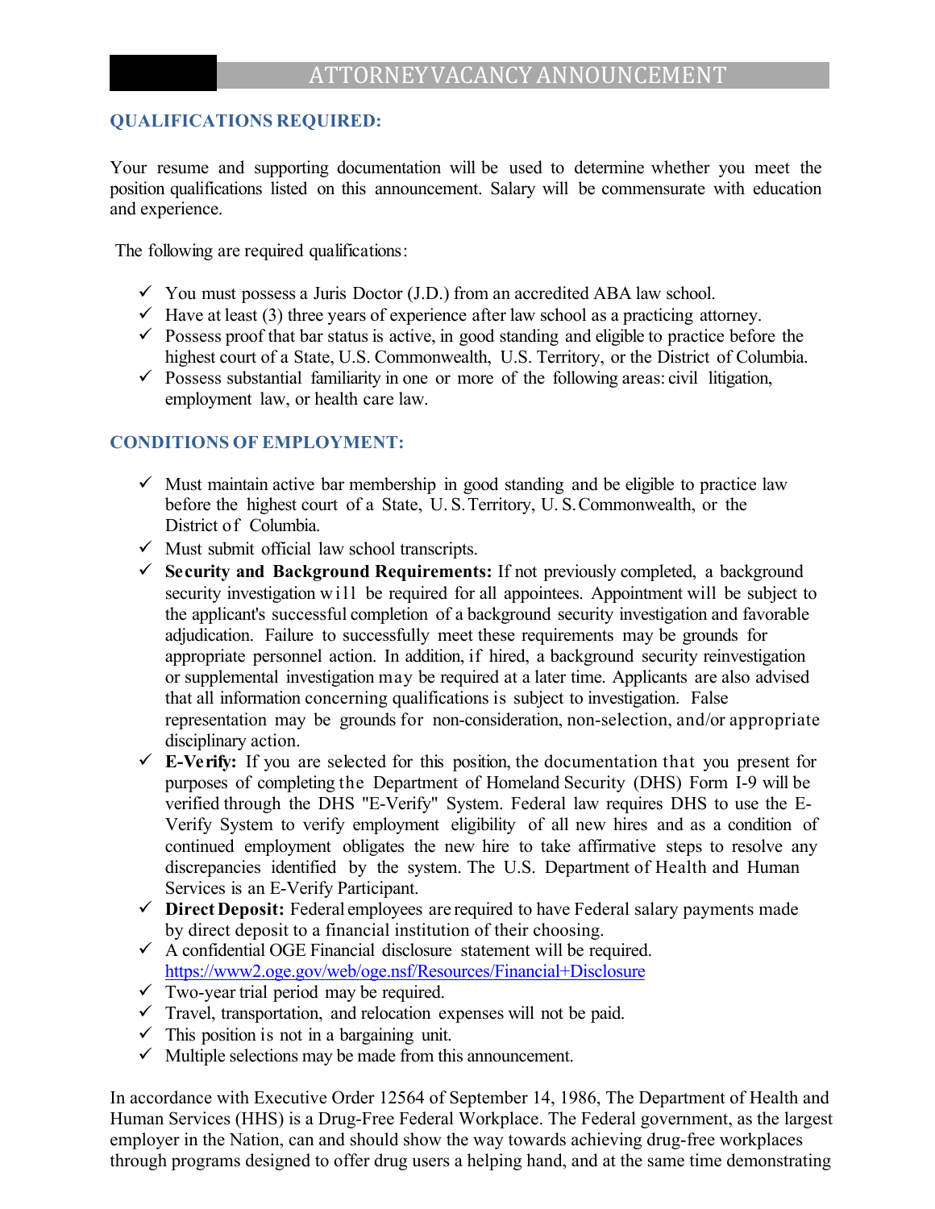# ATTORNEY VACANCY ANNOUNCEMENT

## QUALIFICATIONS REQUIRED:

Your resume and supporting documentation will be used to determine whether you meet the position qualifications listed on this announcement. Salary will be commensurate with education and experience.

The following are required qualifications:

- ✓ You must possess a Juris Doctor (J.D.) from an accredited ABA law school.
- ✓ Have at least (3) three years of experience after law school as a practicing attorney.
- ✓ Possess proof that bar status is active, in good standing and eligible to practice before the highest court of a State, U.S. Commonwealth, U.S. Territory, or the District of Columbia.
- ✓ Possess substantial familiarity in one or more of the following areas: civil litigation, employment law, or health care law.

## CONDITIONS OF EMPLOYMENT:

- ✓ Must maintain active bar membership in good standing and be eligible to practice law before the highest court of a State, U. S. Territory, U. S. Commonwealth, or the District of Columbia.
- ✓ Must submit official law school transcripts.
- ✓ **Security and Background Requirements:** If not previously completed, a background security investigation will be required for all appointees. Appointment will be subject to the applicant's successful completion of a background security investigation and favorable adjudication. Failure to successfully meet these requirements may be grounds for appropriate personnel action. In addition, if hired, a background security reinvestigation or supplemental investigation may be required at a later time. Applicants are also advised that all information concerning qualifications is subject to investigation. False representation may be grounds for non-consideration, non-selection, and/or appropriate disciplinary action.
- ✓ **E-Verify:** If you are selected for this position, the documentation that you present for purposes of completing the Department of Homeland Security (DHS) Form I-9 will be verified through the DHS "E-Verify" System. Federal law requires DHS to use the E-Verify System to verify employment eligibility of all new hires and as a condition of continued employment obligates the new hire to take affirmative steps to resolve any discrepancies identified by the system. The U.S. Department of Health and Human Services is an E-Verify Participant.
- ✓ **Direct Deposit:** Federal employees are required to have Federal salary payments made by direct deposit to a financial institution of their choosing.
- ✓ A confidential OGE Financial disclosure statement will be required. https://www2.oge.gov/web/oge.nsf/Resources/Financial+Disclosure
- ✓ Two-year trial period may be required.
- ✓ Travel, transportation, and relocation expenses will not be paid.
- ✓ This position is not in a bargaining unit.
- ✓ Multiple selections may be made from this announcement.

In accordance with Executive Order 12564 of September 14, 1986, The Department of Health and Human Services (HHS) is a Drug-Free Federal Workplace. The Federal government, as the largest employer in the Nation, can and should show the way towards achieving drug-free workplaces through programs designed to offer drug users a helping hand, and at the same time demonstrating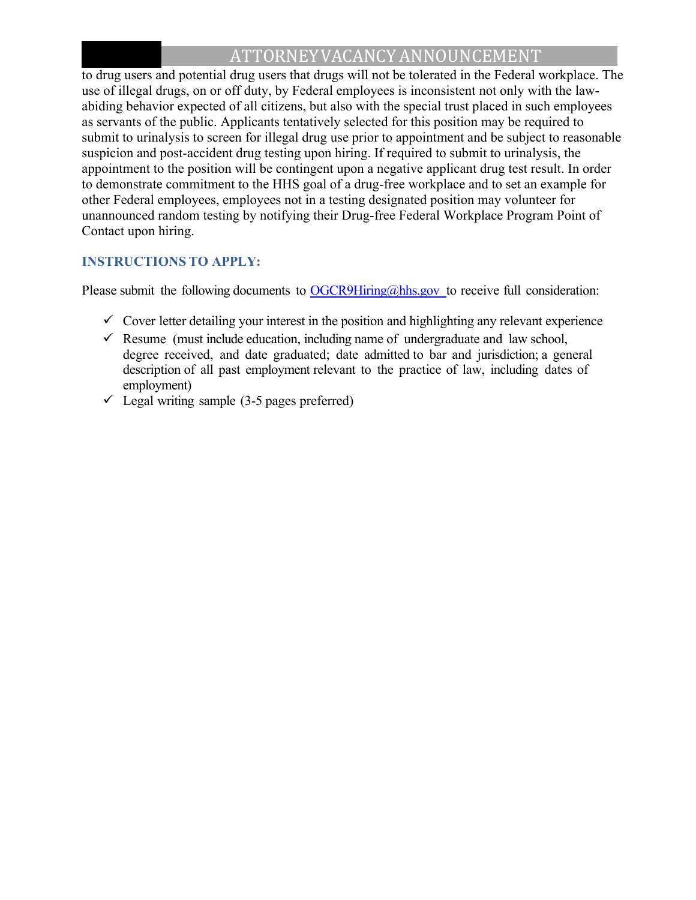to drug users and potential drug users that drugs will not be tolerated in the Federal workplace. The use of illegal drugs, on or off duty, by Federal employees is inconsistent not only with the law-abiding behavior expected of all citizens, but also with the special trust placed in such employees as servants of the public. Applicants tentatively selected for this position may be required to submit to urinalysis to screen for illegal drug use prior to appointment and be subject to reasonable suspicion and post-accident drug testing upon hiring. If required to submit to urinalysis, the appointment to the position will be contingent upon a negative applicant drug test result. In order to demonstrate commitment to the HHS goal of a drug-free workplace and to set an example for other Federal employees, employees not in a testing designated position may volunteer for unannounced random testing by notifying their Drug-free Federal Workplace Program Point of Contact upon hiring.

### INSTRUCTIONS TO APPLY:

Please submit the following documents to OGCR9Hiring@hhs.gov to receive full consideration:

- ✓ Cover letter detailing your interest in the position and highlighting any relevant experience
- ✓ Resume (must include education, including name of undergraduate and law school, degree received, and date graduated; date admitted to bar and jurisdiction; a general description of all past employment relevant to the practice of law, including dates of employment)
- ✓ Legal writing sample (3-5 pages preferred)